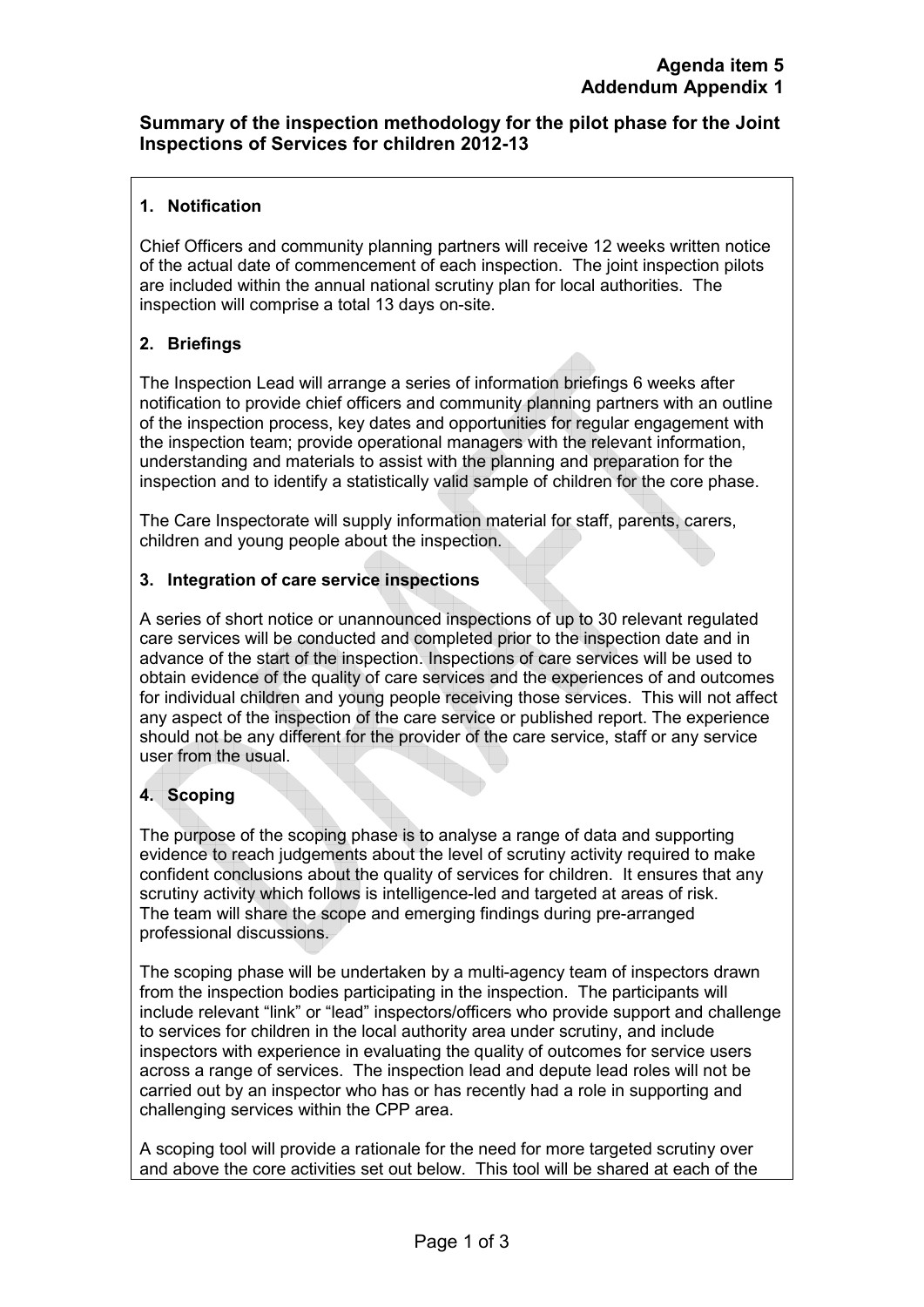**Agenda item 5**
**Addendum Appendix 1**

## Summary of the inspection methodology for the pilot phase for the Joint Inspections of Services for children 2012-13

### 1. Notification

Chief Officers and community planning partners will receive 12 weeks written notice of the actual date of commencement of each inspection. The joint inspection pilots are included within the annual national scrutiny plan for local authorities. The inspection will comprise a total 13 days on-site.

### 2. Briefings

The Inspection Lead will arrange a series of information briefings 6 weeks after notification to provide chief officers and community planning partners with an outline of the inspection process, key dates and opportunities for regular engagement with the inspection team; provide operational managers with the relevant information, understanding and materials to assist with the planning and preparation for the inspection and to identify a statistically valid sample of children for the core phase.

The Care Inspectorate will supply information material for staff, parents, carers, children and young people about the inspection.

### 3. Integration of care service inspections

A series of short notice or unannounced inspections of up to 30 relevant regulated care services will be conducted and completed prior to the inspection date and in advance of the start of the inspection. Inspections of care services will be used to obtain evidence of the quality of care services and the experiences of and outcomes for individual children and young people receiving those services. This will not affect any aspect of the inspection of the care service or published report. The experience should not be any different for the provider of the care service, staff or any service user from the usual.

### 4. Scoping

The purpose of the scoping phase is to analyse a range of data and supporting evidence to reach judgements about the level of scrutiny activity required to make confident conclusions about the quality of services for children. It ensures that any scrutiny activity which follows is intelligence-led and targeted at areas of risk. The team will share the scope and emerging findings during pre-arranged professional discussions.

The scoping phase will be undertaken by a multi-agency team of inspectors drawn from the inspection bodies participating in the inspection. The participants will include relevant "link" or "lead" inspectors/officers who provide support and challenge to services for children in the local authority area under scrutiny, and include inspectors with experience in evaluating the quality of outcomes for service users across a range of services. The inspection lead and depute lead roles will not be carried out by an inspector who has or has recently had a role in supporting and challenging services within the CPP area.

A scoping tool will provide a rationale for the need for more targeted scrutiny over and above the core activities set out below. This tool will be shared at each of the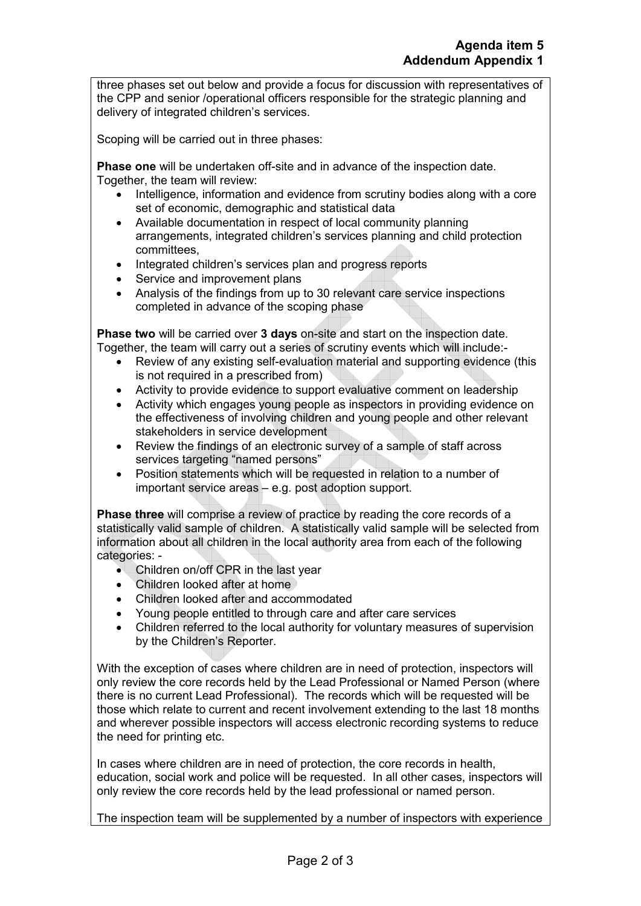three phases set out below and provide a focus for discussion with representatives of the CPP and senior /operational officers responsible for the strategic planning and delivery of integrated children's services.

Scoping will be carried out in three phases:

**Phase one** will be undertaken off-site and in advance of the inspection date. Together, the team will review:

- Intelligence, information and evidence from scrutiny bodies along with a core set of economic, demographic and statistical data
- Available documentation in respect of local community planning arrangements, integrated children's services planning and child protection committees,
- Integrated children's services plan and progress reports
- Service and improvement plans
- Analysis of the findings from up to 30 relevant care service inspections completed in advance of the scoping phase

**Phase two** will be carried over **3 days** on-site and start on the inspection date. Together, the team will carry out a series of scrutiny events which will include:-

- Review of any existing self-evaluation material and supporting evidence (this is not required in a prescribed from)
- Activity to provide evidence to support evaluative comment on leadership
- Activity which engages young people as inspectors in providing evidence on the effectiveness of involving children and young people and other relevant stakeholders in service development
- Review the findings of an electronic survey of a sample of staff across services targeting "named persons"
- Position statements which will be requested in relation to a number of important service areas – e.g. post adoption support.

**Phase three** will comprise a review of practice by reading the core records of a statistically valid sample of children. A statistically valid sample will be selected from information about all children in the local authority area from each of the following categories: -

- Children on/off CPR in the last year
- Children looked after at home
- Children looked after and accommodated
- Young people entitled to through care and after care services
- Children referred to the local authority for voluntary measures of supervision by the Children's Reporter.

With the exception of cases where children are in need of protection, inspectors will only review the core records held by the Lead Professional or Named Person (where there is no current Lead Professional). The records which will be requested will be those which relate to current and recent involvement extending to the last 18 months and wherever possible inspectors will access electronic recording systems to reduce the need for printing etc.

In cases where children are in need of protection, the core records in health, education, social work and police will be requested. In all other cases, inspectors will only review the core records held by the lead professional or named person.

The inspection team will be supplemented by a number of inspectors with experience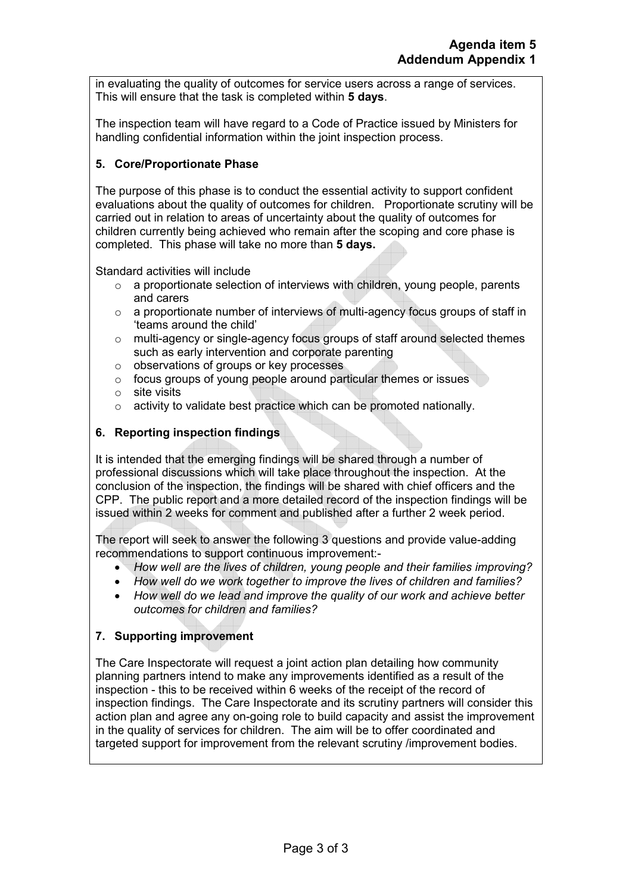in evaluating the quality of outcomes for service users across a range of services. This will ensure that the task is completed within **5 days**.

The inspection team will have regard to a Code of Practice issued by Ministers for handling confidential information within the joint inspection process.

## 5. Core/Proportionate Phase

The purpose of this phase is to conduct the essential activity to support confident evaluations about the quality of outcomes for children. Proportionate scrutiny will be carried out in relation to areas of uncertainty about the quality of outcomes for children currently being achieved who remain after the scoping and core phase is completed. This phase will take no more than **5 days.**

Standard activities will include

- a proportionate selection of interviews with children, young people, parents and carers
- a proportionate number of interviews of multi-agency focus groups of staff in 'teams around the child'
- multi-agency or single-agency focus groups of staff around selected themes such as early intervention and corporate parenting
- observations of groups or key processes
- focus groups of young people around particular themes or issues
- site visits
- activity to validate best practice which can be promoted nationally.

## 6. Reporting inspection findings

It is intended that the emerging findings will be shared through a number of professional discussions which will take place throughout the inspection. At the conclusion of the inspection, the findings will be shared with chief officers and the CPP. The public report and a more detailed record of the inspection findings will be issued within 2 weeks for comment and published after a further 2 week period.

The report will seek to answer the following 3 questions and provide value-adding recommendations to support continuous improvement:-

- *How well are the lives of children, young people and their families improving?*
- *How well do we work together to improve the lives of children and families?*
- *How well do we lead and improve the quality of our work and achieve better outcomes for children and families?*

## 7. Supporting improvement

The Care Inspectorate will request a joint action plan detailing how community planning partners intend to make any improvements identified as a result of the inspection - this to be received within 6 weeks of the receipt of the record of inspection findings. The Care Inspectorate and its scrutiny partners will consider this action plan and agree any on-going role to build capacity and assist the improvement in the quality of services for children. The aim will be to offer coordinated and targeted support for improvement from the relevant scrutiny /improvement bodies.